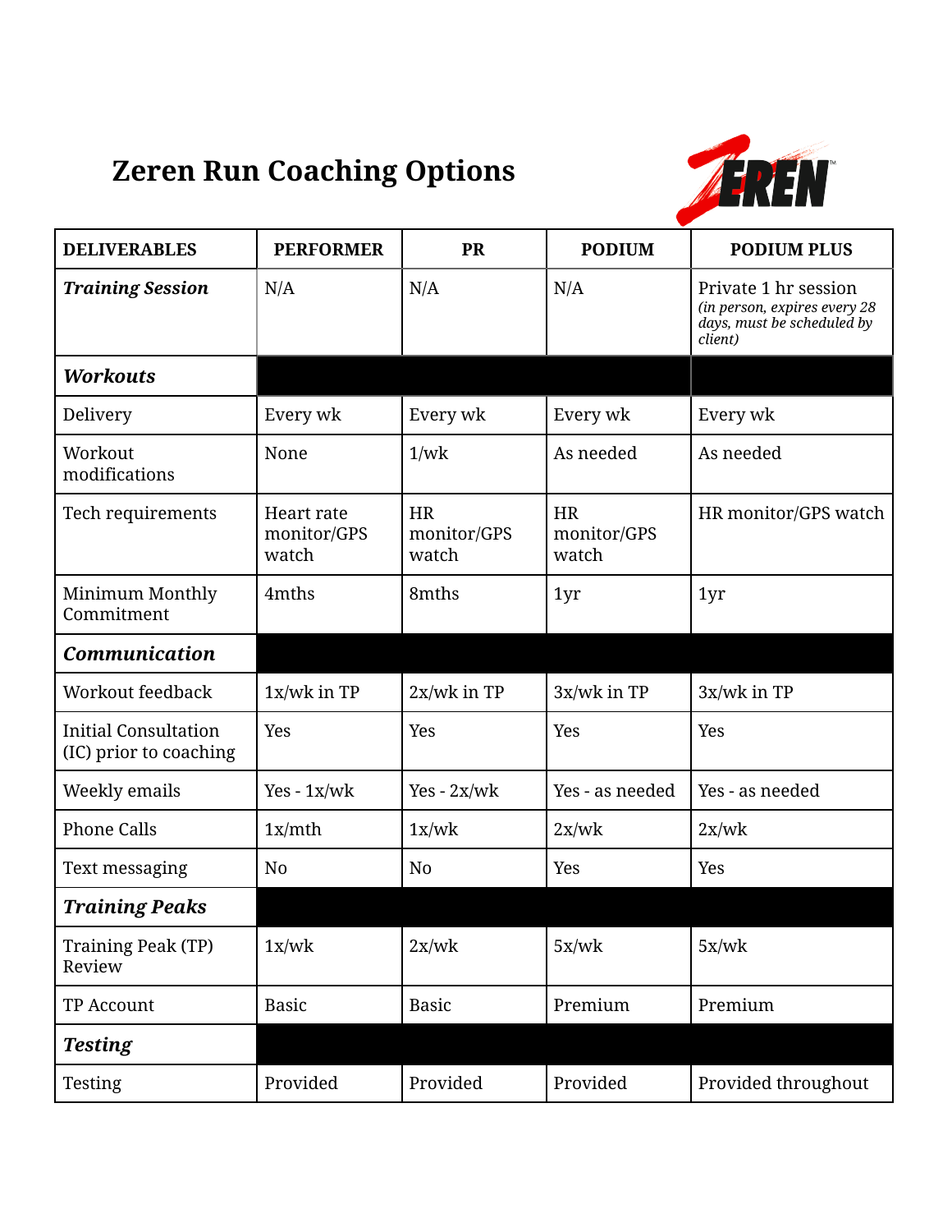# Zeren Run Coaching Options

| DELIVERABLES | PERFORMER | PR | PODIUM | PODIUM PLUS |
|---|---|---|---|---|
| ***Training Session*** | N/A | N/A | N/A | Private 1 hr session *(in person, expires every 28 days, must be scheduled by client)* |
| ***Workouts*** | | | | |
| Delivery | Every wk | Every wk | Every wk | Every wk |
| Workout modifications | None | 1/wk | As needed | As needed |
| Tech requirements | Heart rate monitor/GPS watch | HR monitor/GPS watch | HR monitor/GPS watch | HR monitor/GPS watch |
| Minimum Monthly Commitment | 4mths | 8mths | 1yr | 1yr |
| ***Communication*** | | | | |
| Workout feedback | 1x/wk in TP | 2x/wk in TP | 3x/wk in TP | 3x/wk in TP |
| Initial Consultation (IC) prior to coaching | Yes | Yes | Yes | Yes |
| Weekly emails | Yes - 1x/wk | Yes - 2x/wk | Yes - as needed | Yes - as needed |
| Phone Calls | 1x/mth | 1x/wk | 2x/wk | 2x/wk |
| Text messaging | No | No | Yes | Yes |
| ***Training Peaks*** | | | | |
| Training Peak (TP) Review | 1x/wk | 2x/wk | 5x/wk | 5x/wk |
| TP Account | Basic | Basic | Premium | Premium |
| ***Testing*** | | | | |
| Testing | Provided | Provided | Provided | Provided throughout |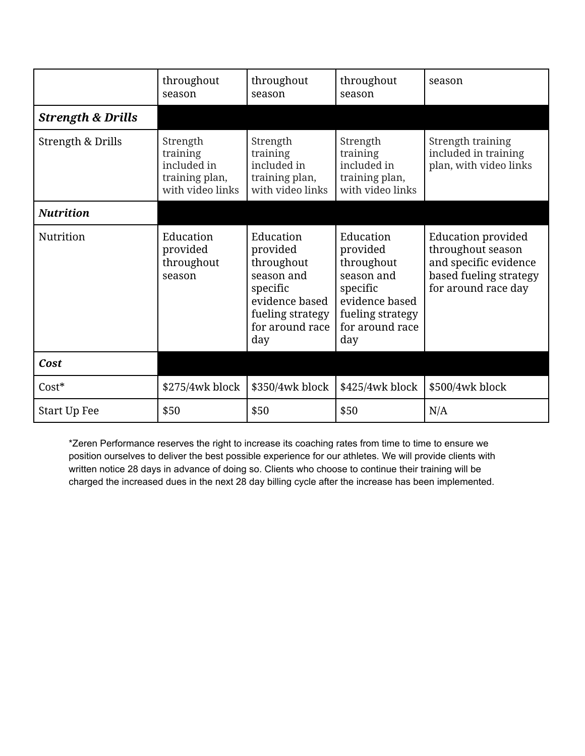| | | | | |
|---|---|---|---|---|
| | throughout season | throughout season | throughout season | season |
| ***Strength & Drills*** | | | | |
| Strength & Drills | Strength training included in training plan, with video links | Strength training included in training plan, with video links | Strength training included in training plan, with video links | Strength training included in training plan, with video links |
| ***Nutrition*** | | | | |
| Nutrition | Education provided throughout season | Education provided throughout season and specific evidence based fueling strategy for around race day | Education provided throughout season and specific evidence based fueling strategy for around race day | Education provided throughout season and specific evidence based fueling strategy for around race day |
| ***Cost*** | | | | |
| Cost* | $275/4wk block | $350/4wk block | $425/4wk block | $500/4wk block |
| Start Up Fee | $50 | $50 | $50 | N/A |

*Zeren Performance reserves the right to increase its coaching rates from time to time to ensure we position ourselves to deliver the best possible experience for our athletes. We will provide clients with written notice 28 days in advance of doing so. Clients who choose to continue their training will be charged the increased dues in the next 28 day billing cycle after the increase has been implemented.